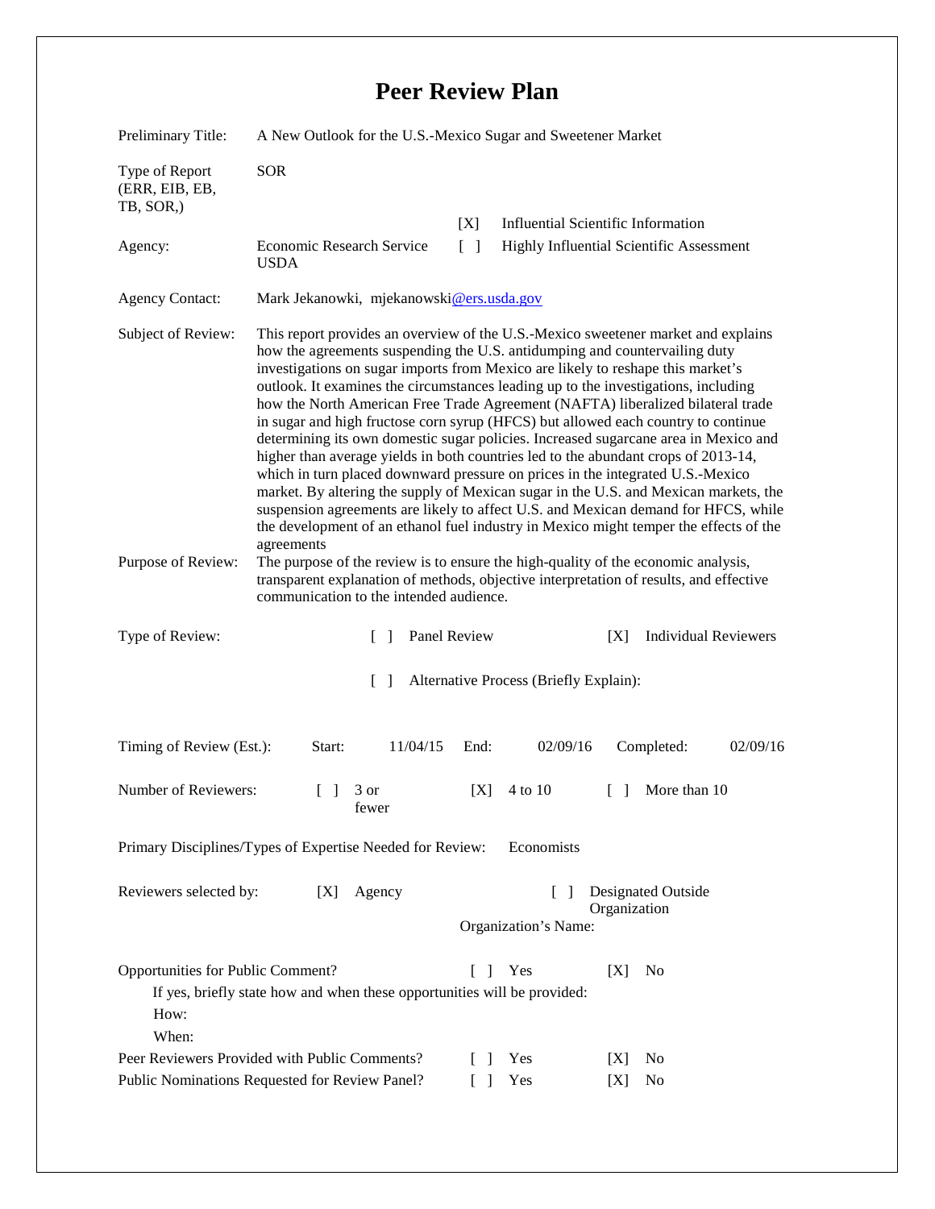# Peer Review Plan

| | |
|---|---|
| Preliminary Title: | A New Outlook for the U.S.-Mexico Sugar and Sweetener Market |
| Type of Report (ERR, EIB, EB, TB, SOR,) | SOR |
| Agency: | Economic Research Service USDA |
| | [X] Influential Scientific Information |
| | [ ] Highly Influential Scientific Assessment |
| Agency Contact: | Mark Jekanowski, mjekanowski@ers.usda.gov |
| Subject of Review: | This report provides an overview of the U.S.-Mexico sweetener market and explains how the agreements suspending the U.S. antidumping and countervailing duty investigations on sugar imports from Mexico are likely to reshape this market's outlook. It examines the circumstances leading up to the investigations, including how the North American Free Trade Agreement (NAFTA) liberalized bilateral trade in sugar and high fructose corn syrup (HFCS) but allowed each country to continue determining its own domestic sugar policies. Increased sugarcane area in Mexico and higher than average yields in both countries led to the abundant crops of 2013-14, which in turn placed downward pressure on prices in the integrated U.S.-Mexico market. By altering the supply of Mexican sugar in the U.S. and Mexican markets, the suspension agreements are likely to affect U.S. and Mexican demand for HFCS, while the development of an ethanol fuel industry in Mexico might temper the effects of the agreements |
| Purpose of Review: | The purpose of the review is to ensure the high-quality of the economic analysis, transparent explanation of methods, objective interpretation of results, and effective communication to the intended audience. |

Type of Review: [ ] Panel Review [X] Individual Reviewers

[ ] Alternative Process (Briefly Explain):

Timing of Review (Est.): Start: 11/04/15 End: 02/09/16 Completed: 02/09/16

Number of Reviewers: [ ] 3 or fewer [X] 4 to 10 [ ] More than 10

Primary Disciplines/Types of Expertise Needed for Review: Economists

Reviewers selected by: [X] Agency [ ] Designated Outside Organization

Organization's Name:

Opportunities for Public Comment? [ ] Yes [X] No

If yes, briefly state how and when these opportunities will be provided:

How:

When:

Peer Reviewers Provided with Public Comments? [ ] Yes [X] No

Public Nominations Requested for Review Panel? [ ] Yes [X] No